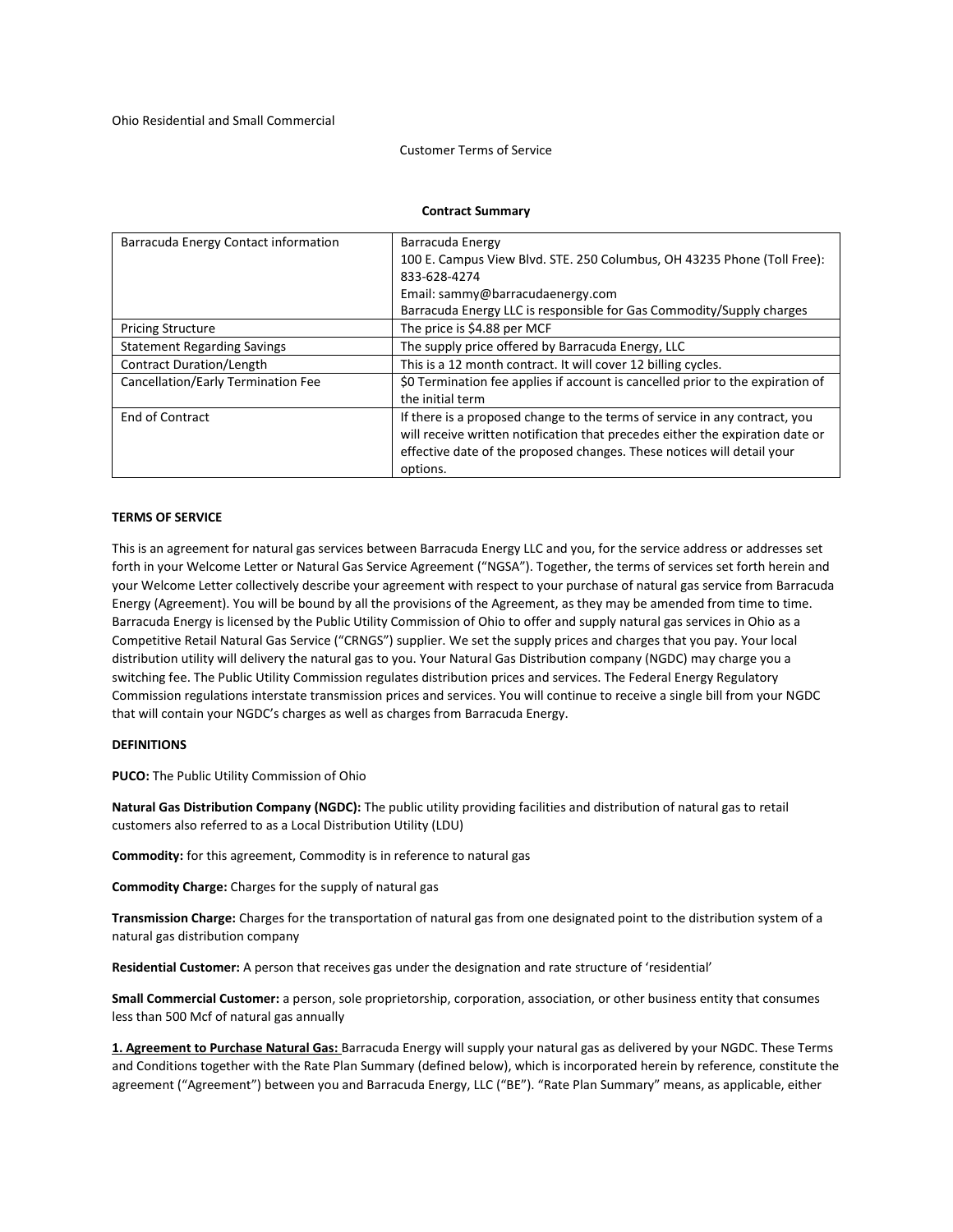Ohio Residential and Small Commercial

Customer Terms of Service

**Contract Summary**

| | |
|---|---|
| Barracuda Energy Contact information | Barracuda Energy<br>100 E. Campus View Blvd. STE. 250 Columbus, OH 43235 Phone (Toll Free): 833-628-4274<br>Email: sammy@barracudaenergy.com<br>Barracuda Energy LLC is responsible for Gas Commodity/Supply charges |
| Pricing Structure | The price is $4.88 per MCF |
| Statement Regarding Savings | The supply price offered by Barracuda Energy, LLC |
| Contract Duration/Length | This is a 12 month contract. It will cover 12 billing cycles. |
| Cancellation/Early Termination Fee | $0 Termination fee applies if account is cancelled prior to the expiration of the initial term |
| End of Contract | If there is a proposed change to the terms of service in any contract, you will receive written notification that precedes either the expiration date or effective date of the proposed changes. These notices will detail your options. |

**TERMS OF SERVICE**

This is an agreement for natural gas services between Barracuda Energy LLC and you, for the service address or addresses set forth in your Welcome Letter or Natural Gas Service Agreement ("NGSA"). Together, the terms of services set forth herein and your Welcome Letter collectively describe your agreement with respect to your purchase of natural gas service from Barracuda Energy (Agreement). You will be bound by all the provisions of the Agreement, as they may be amended from time to time. Barracuda Energy is licensed by the Public Utility Commission of Ohio to offer and supply natural gas services in Ohio as a Competitive Retail Natural Gas Service ("CRNGS") supplier. We set the supply prices and charges that you pay. Your local distribution utility will delivery the natural gas to you. Your Natural Gas Distribution company (NGDC) may charge you a switching fee. The Public Utility Commission regulates distribution prices and services. The Federal Energy Regulatory Commission regulations interstate transmission prices and services. You will continue to receive a single bill from your NGDC that will contain your NGDC's charges as well as charges from Barracuda Energy.

**DEFINITIONS**

**PUCO:** The Public Utility Commission of Ohio

**Natural Gas Distribution Company (NGDC):** The public utility providing facilities and distribution of natural gas to retail customers also referred to as a Local Distribution Utility (LDU)

**Commodity:** for this agreement, Commodity is in reference to natural gas

**Commodity Charge:** Charges for the supply of natural gas

**Transmission Charge:** Charges for the transportation of natural gas from one designated point to the distribution system of a natural gas distribution company

**Residential Customer:** A person that receives gas under the designation and rate structure of 'residential'

**Small Commercial Customer:** a person, sole proprietorship, corporation, association, or other business entity that consumes less than 500 Mcf of natural gas annually

**1. Agreement to Purchase Natural Gas:** Barracuda Energy will supply your natural gas as delivered by your NGDC. These Terms and Conditions together with the Rate Plan Summary (defined below), which is incorporated herein by reference, constitute the agreement ("Agreement") between you and Barracuda Energy, LLC ("BE"). "Rate Plan Summary" means, as applicable, either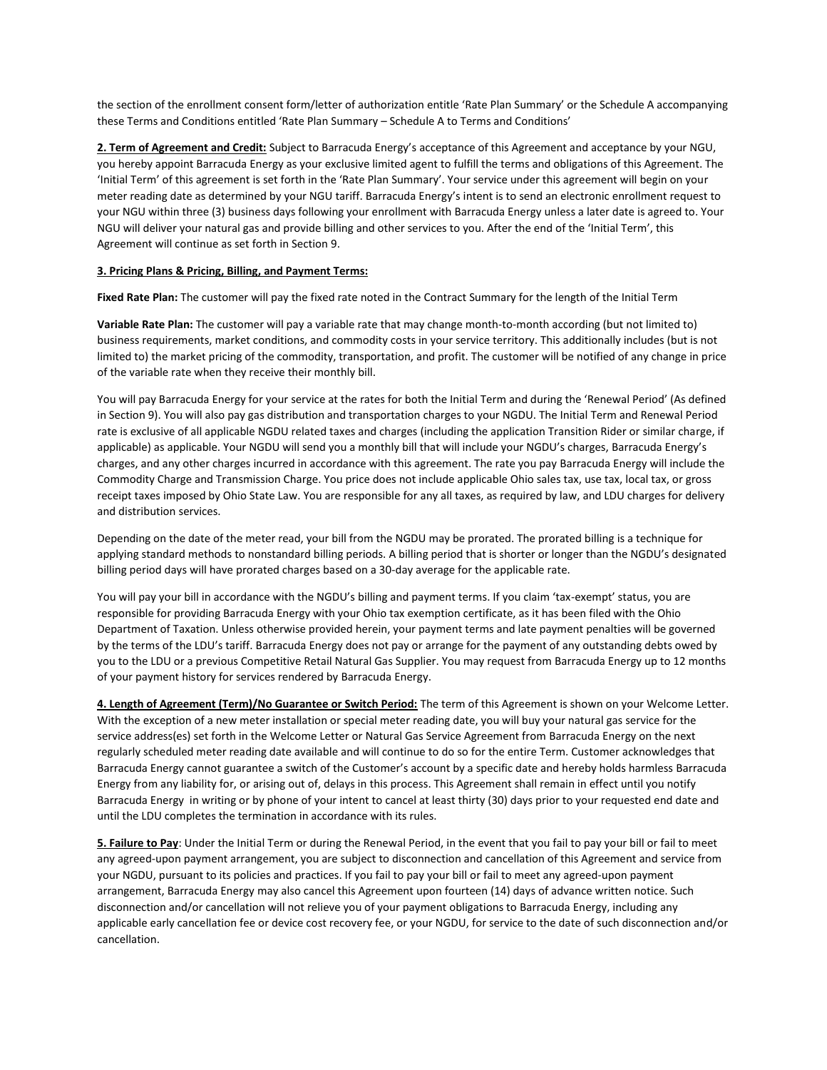the section of the enrollment consent form/letter of authorization entitle 'Rate Plan Summary' or the Schedule A accompanying these Terms and Conditions entitled 'Rate Plan Summary – Schedule A to Terms and Conditions'

**2. Term of Agreement and Credit:** Subject to Barracuda Energy's acceptance of this Agreement and acceptance by your NGU, you hereby appoint Barracuda Energy as your exclusive limited agent to fulfill the terms and obligations of this Agreement. The 'Initial Term' of this agreement is set forth in the 'Rate Plan Summary'. Your service under this agreement will begin on your meter reading date as determined by your NGU tariff. Barracuda Energy's intent is to send an electronic enrollment request to your NGU within three (3) business days following your enrollment with Barracuda Energy unless a later date is agreed to. Your NGU will deliver your natural gas and provide billing and other services to you. After the end of the 'Initial Term', this Agreement will continue as set forth in Section 9.

**3. Pricing Plans & Pricing, Billing, and Payment Terms:**

**Fixed Rate Plan:** The customer will pay the fixed rate noted in the Contract Summary for the length of the Initial Term

**Variable Rate Plan:** The customer will pay a variable rate that may change month-to-month according (but not limited to) business requirements, market conditions, and commodity costs in your service territory. This additionally includes (but is not limited to) the market pricing of the commodity, transportation, and profit. The customer will be notified of any change in price of the variable rate when they receive their monthly bill.

You will pay Barracuda Energy for your service at the rates for both the Initial Term and during the 'Renewal Period' (As defined in Section 9). You will also pay gas distribution and transportation charges to your NGDU. The Initial Term and Renewal Period rate is exclusive of all applicable NGDU related taxes and charges (including the application Transition Rider or similar charge, if applicable) as applicable. Your NGDU will send you a monthly bill that will include your NGDU's charges, Barracuda Energy's charges, and any other charges incurred in accordance with this agreement. The rate you pay Barracuda Energy will include the Commodity Charge and Transmission Charge. You price does not include applicable Ohio sales tax, use tax, local tax, or gross receipt taxes imposed by Ohio State Law. You are responsible for any all taxes, as required by law, and LDU charges for delivery and distribution services.

Depending on the date of the meter read, your bill from the NGDU may be prorated. The prorated billing is a technique for applying standard methods to nonstandard billing periods. A billing period that is shorter or longer than the NGDU's designated billing period days will have prorated charges based on a 30-day average for the applicable rate.

You will pay your bill in accordance with the NGDU's billing and payment terms. If you claim 'tax-exempt' status, you are responsible for providing Barracuda Energy with your Ohio tax exemption certificate, as it has been filed with the Ohio Department of Taxation. Unless otherwise provided herein, your payment terms and late payment penalties will be governed by the terms of the LDU's tariff. Barracuda Energy does not pay or arrange for the payment of any outstanding debts owed by you to the LDU or a previous Competitive Retail Natural Gas Supplier. You may request from Barracuda Energy up to 12 months of your payment history for services rendered by Barracuda Energy.

**4. Length of Agreement (Term)/No Guarantee or Switch Period:** The term of this Agreement is shown on your Welcome Letter. With the exception of a new meter installation or special meter reading date, you will buy your natural gas service for the service address(es) set forth in the Welcome Letter or Natural Gas Service Agreement from Barracuda Energy on the next regularly scheduled meter reading date available and will continue to do so for the entire Term. Customer acknowledges that Barracuda Energy cannot guarantee a switch of the Customer's account by a specific date and hereby holds harmless Barracuda Energy from any liability for, or arising out of, delays in this process. This Agreement shall remain in effect until you notify Barracuda Energy in writing or by phone of your intent to cancel at least thirty (30) days prior to your requested end date and until the LDU completes the termination in accordance with its rules.

**5. Failure to Pay**: Under the Initial Term or during the Renewal Period, in the event that you fail to pay your bill or fail to meet any agreed-upon payment arrangement, you are subject to disconnection and cancellation of this Agreement and service from your NGDU, pursuant to its policies and practices. If you fail to pay your bill or fail to meet any agreed-upon payment arrangement, Barracuda Energy may also cancel this Agreement upon fourteen (14) days of advance written notice. Such disconnection and/or cancellation will not relieve you of your payment obligations to Barracuda Energy, including any applicable early cancellation fee or device cost recovery fee, or your NGDU, for service to the date of such disconnection and/or cancellation.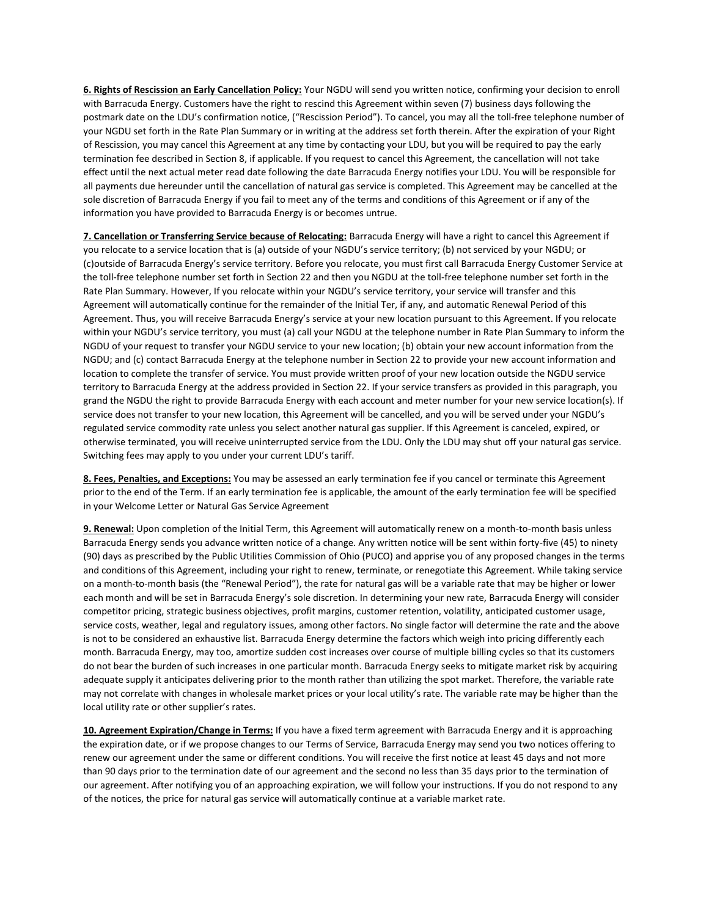**6. Rights of Rescission an Early Cancellation Policy:** Your NGDU will send you written notice, confirming your decision to enroll with Barracuda Energy. Customers have the right to rescind this Agreement within seven (7) business days following the postmark date on the LDU's confirmation notice, ("Rescission Period"). To cancel, you may all the toll-free telephone number of your NGDU set forth in the Rate Plan Summary or in writing at the address set forth therein. After the expiration of your Right of Rescission, you may cancel this Agreement at any time by contacting your LDU, but you will be required to pay the early termination fee described in Section 8, if applicable. If you request to cancel this Agreement, the cancellation will not take effect until the next actual meter read date following the date Barracuda Energy notifies your LDU. You will be responsible for all payments due hereunder until the cancellation of natural gas service is completed. This Agreement may be cancelled at the sole discretion of Barracuda Energy if you fail to meet any of the terms and conditions of this Agreement or if any of the information you have provided to Barracuda Energy is or becomes untrue.

**7. Cancellation or Transferring Service because of Relocating:** Barracuda Energy will have a right to cancel this Agreement if you relocate to a service location that is (a) outside of your NGDU's service territory; (b) not serviced by your NGDU; or (c)outside of Barracuda Energy's service territory. Before you relocate, you must first call Barracuda Energy Customer Service at the toll-free telephone number set forth in Section 22 and then you NGDU at the toll-free telephone number set forth in the Rate Plan Summary. However, If you relocate within your NGDU's service territory, your service will transfer and this Agreement will automatically continue for the remainder of the Initial Ter, if any, and automatic Renewal Period of this Agreement. Thus, you will receive Barracuda Energy's service at your new location pursuant to this Agreement. If you relocate within your NGDU's service territory, you must (a) call your NGDU at the telephone number in Rate Plan Summary to inform the NGDU of your request to transfer your NGDU service to your new location; (b) obtain your new account information from the NGDU; and (c) contact Barracuda Energy at the telephone number in Section 22 to provide your new account information and location to complete the transfer of service. You must provide written proof of your new location outside the NGDU service territory to Barracuda Energy at the address provided in Section 22. If your service transfers as provided in this paragraph, you grand the NGDU the right to provide Barracuda Energy with each account and meter number for your new service location(s). If service does not transfer to your new location, this Agreement will be cancelled, and you will be served under your NGDU's regulated service commodity rate unless you select another natural gas supplier. If this Agreement is canceled, expired, or otherwise terminated, you will receive uninterrupted service from the LDU. Only the LDU may shut off your natural gas service. Switching fees may apply to you under your current LDU's tariff.

**8. Fees, Penalties, and Exceptions:** You may be assessed an early termination fee if you cancel or terminate this Agreement prior to the end of the Term. If an early termination fee is applicable, the amount of the early termination fee will be specified in your Welcome Letter or Natural Gas Service Agreement

**9. Renewal:** Upon completion of the Initial Term, this Agreement will automatically renew on a month-to-month basis unless Barracuda Energy sends you advance written notice of a change. Any written notice will be sent within forty-five (45) to ninety (90) days as prescribed by the Public Utilities Commission of Ohio (PUCO) and apprise you of any proposed changes in the terms and conditions of this Agreement, including your right to renew, terminate, or renegotiate this Agreement. While taking service on a month-to-month basis (the "Renewal Period"), the rate for natural gas will be a variable rate that may be higher or lower each month and will be set in Barracuda Energy's sole discretion. In determining your new rate, Barracuda Energy will consider competitor pricing, strategic business objectives, profit margins, customer retention, volatility, anticipated customer usage, service costs, weather, legal and regulatory issues, among other factors. No single factor will determine the rate and the above is not to be considered an exhaustive list. Barracuda Energy determine the factors which weigh into pricing differently each month. Barracuda Energy, may too, amortize sudden cost increases over course of multiple billing cycles so that its customers do not bear the burden of such increases in one particular month. Barracuda Energy seeks to mitigate market risk by acquiring adequate supply it anticipates delivering prior to the month rather than utilizing the spot market. Therefore, the variable rate may not correlate with changes in wholesale market prices or your local utility's rate. The variable rate may be higher than the local utility rate or other supplier's rates.

**10. Agreement Expiration/Change in Terms:** If you have a fixed term agreement with Barracuda Energy and it is approaching the expiration date, or if we propose changes to our Terms of Service, Barracuda Energy may send you two notices offering to renew our agreement under the same or different conditions. You will receive the first notice at least 45 days and not more than 90 days prior to the termination date of our agreement and the second no less than 35 days prior to the termination of our agreement. After notifying you of an approaching expiration, we will follow your instructions. If you do not respond to any of the notices, the price for natural gas service will automatically continue at a variable market rate.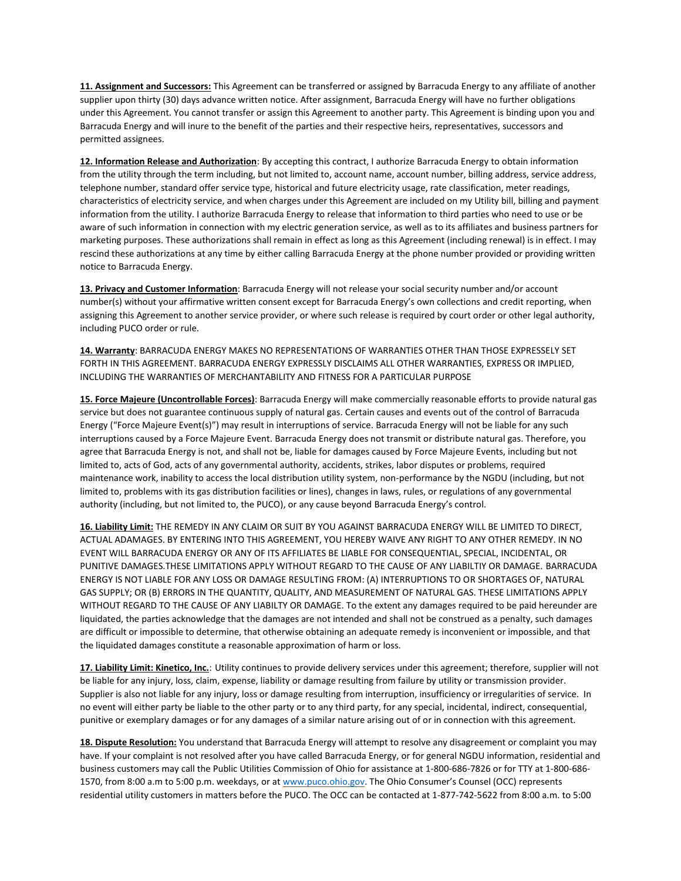**11. Assignment and Successors:** This Agreement can be transferred or assigned by Barracuda Energy to any affiliate of another supplier upon thirty (30) days advance written notice. After assignment, Barracuda Energy will have no further obligations under this Agreement. You cannot transfer or assign this Agreement to another party. This Agreement is binding upon you and Barracuda Energy and will inure to the benefit of the parties and their respective heirs, representatives, successors and permitted assignees.

**12. Information Release and Authorization**: By accepting this contract, I authorize Barracuda Energy to obtain information from the utility through the term including, but not limited to, account name, account number, billing address, service address, telephone number, standard offer service type, historical and future electricity usage, rate classification, meter readings, characteristics of electricity service, and when charges under this Agreement are included on my Utility bill, billing and payment information from the utility. I authorize Barracuda Energy to release that information to third parties who need to use or be aware of such information in connection with my electric generation service, as well as to its affiliates and business partners for marketing purposes. These authorizations shall remain in effect as long as this Agreement (including renewal) is in effect. I may rescind these authorizations at any time by either calling Barracuda Energy at the phone number provided or providing written notice to Barracuda Energy.

**13. Privacy and Customer Information**: Barracuda Energy will not release your social security number and/or account number(s) without your affirmative written consent except for Barracuda Energy's own collections and credit reporting, when assigning this Agreement to another service provider, or where such release is required by court order or other legal authority, including PUCO order or rule.

**14. Warranty**: BARRACUDA ENERGY MAKES NO REPRESENTATIONS OF WARRANTIES OTHER THAN THOSE EXPRESSELY SET FORTH IN THIS AGREEMENT. BARRACUDA ENERGY EXPRESSLY DISCLAIMS ALL OTHER WARRANTIES, EXPRESS OR IMPLIED, INCLUDING THE WARRANTIES OF MERCHANTABILITY AND FITNESS FOR A PARTICULAR PURPOSE

**15. Force Majeure (Uncontrollable Forces)**: Barracuda Energy will make commercially reasonable efforts to provide natural gas service but does not guarantee continuous supply of natural gas. Certain causes and events out of the control of Barracuda Energy ("Force Majeure Event(s)") may result in interruptions of service. Barracuda Energy will not be liable for any such interruptions caused by a Force Majeure Event. Barracuda Energy does not transmit or distribute natural gas. Therefore, you agree that Barracuda Energy is not, and shall not be, liable for damages caused by Force Majeure Events, including but not limited to, acts of God, acts of any governmental authority, accidents, strikes, labor disputes or problems, required maintenance work, inability to access the local distribution utility system, non-performance by the NGDU (including, but not limited to, problems with its gas distribution facilities or lines), changes in laws, rules, or regulations of any governmental authority (including, but not limited to, the PUCO), or any cause beyond Barracuda Energy's control.

**16. Liability Limit:** THE REMEDY IN ANY CLAIM OR SUIT BY YOU AGAINST BARRACUDA ENERGY WILL BE LIMITED TO DIRECT, ACTUAL ADAMAGES. BY ENTERING INTO THIS AGREEMENT, YOU HEREBY WAIVE ANY RIGHT TO ANY OTHER REMEDY. IN NO EVENT WILL BARRACUDA ENERGY OR ANY OF ITS AFFILIATES BE LIABLE FOR CONSEQUENTIAL, SPECIAL, INCIDENTAL, OR PUNITIVE DAMAGES.THESE LIMITATIONS APPLY WITHOUT REGARD TO THE CAUSE OF ANY LIABILTIY OR DAMAGE. BARRACUDA ENERGY IS NOT LIABLE FOR ANY LOSS OR DAMAGE RESULTING FROM: (A) INTERRUPTIONS TO OR SHORTAGES OF, NATURAL GAS SUPPLY; OR (B) ERRORS IN THE QUANTITY, QUALITY, AND MEASUREMENT OF NATURAL GAS. THESE LIMITATIONS APPLY WITHOUT REGARD TO THE CAUSE OF ANY LIABILTY OR DAMAGE. To the extent any damages required to be paid hereunder are liquidated, the parties acknowledge that the damages are not intended and shall not be construed as a penalty, such damages are difficult or impossible to determine, that otherwise obtaining an adequate remedy is inconvenient or impossible, and that the liquidated damages constitute a reasonable approximation of harm or loss.

**17. Liability Limit: Kinetico, Inc.**: Utility continues to provide delivery services under this agreement; therefore, supplier will not be liable for any injury, loss, claim, expense, liability or damage resulting from failure by utility or transmission provider. Supplier is also not liable for any injury, loss or damage resulting from interruption, insufficiency or irregularities of service. In no event will either party be liable to the other party or to any third party, for any special, incidental, indirect, consequential, punitive or exemplary damages or for any damages of a similar nature arising out of or in connection with this agreement.

**18. Dispute Resolution:** You understand that Barracuda Energy will attempt to resolve any disagreement or complaint you may have. If your complaint is not resolved after you have called Barracuda Energy, or for general NGDU information, residential and business customers may call the Public Utilities Commission of Ohio for assistance at 1-800-686-7826 or for TTY at 1-800-686-1570, from 8:00 a.m to 5:00 p.m. weekdays, or at [www.puco.ohio.gov](http://www.puco.ohio.gov). The Ohio Consumer's Counsel (OCC) represents residential utility customers in matters before the PUCO. The OCC can be contacted at 1-877-742-5622 from 8:00 a.m. to 5:00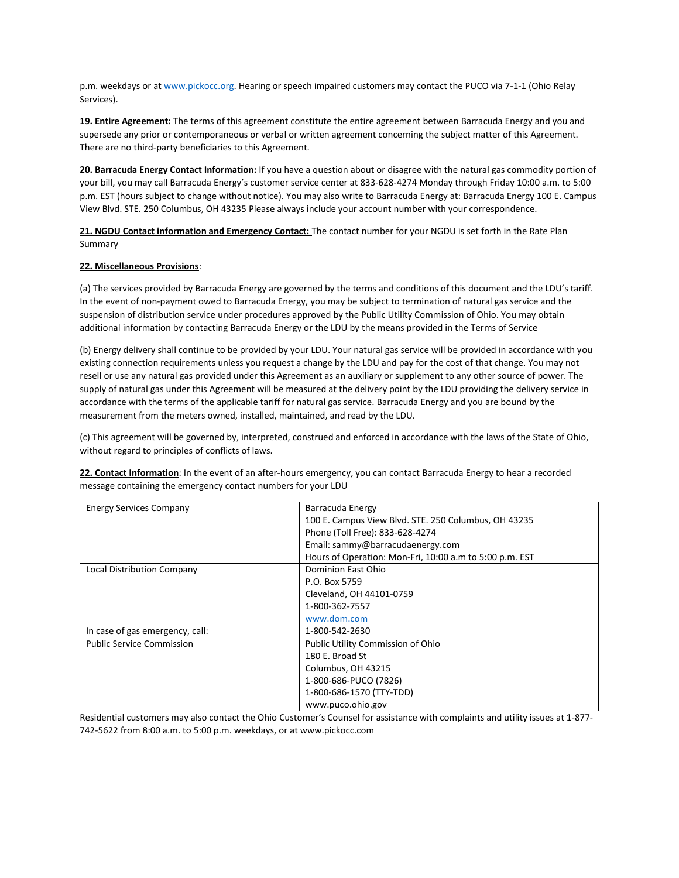p.m. weekdays or at www.pickocc.org. Hearing or speech impaired customers may contact the PUCO via 7-1-1 (Ohio Relay Services).

**19. Entire Agreement:** The terms of this agreement constitute the entire agreement between Barracuda Energy and you and supersede any prior or contemporaneous or verbal or written agreement concerning the subject matter of this Agreement. There are no third-party beneficiaries to this Agreement.

**20. Barracuda Energy Contact Information:** If you have a question about or disagree with the natural gas commodity portion of your bill, you may call Barracuda Energy's customer service center at 833-628-4274 Monday through Friday 10:00 a.m. to 5:00 p.m. EST (hours subject to change without notice). You may also write to Barracuda Energy at: Barracuda Energy 100 E. Campus View Blvd. STE. 250 Columbus, OH 43235 Please always include your account number with your correspondence.

**21. NGDU Contact information and Emergency Contact:** The contact number for your NGDU is set forth in the Rate Plan Summary

**22. Miscellaneous Provisions**:

(a) The services provided by Barracuda Energy are governed by the terms and conditions of this document and the LDU's tariff. In the event of non-payment owed to Barracuda Energy, you may be subject to termination of natural gas service and the suspension of distribution service under procedures approved by the Public Utility Commission of Ohio. You may obtain additional information by contacting Barracuda Energy or the LDU by the means provided in the Terms of Service

(b) Energy delivery shall continue to be provided by your LDU. Your natural gas service will be provided in accordance with you existing connection requirements unless you request a change by the LDU and pay for the cost of that change. You may not resell or use any natural gas provided under this Agreement as an auxiliary or supplement to any other source of power. The supply of natural gas under this Agreement will be measured at the delivery point by the LDU providing the delivery service in accordance with the terms of the applicable tariff for natural gas service. Barracuda Energy and you are bound by the measurement from the meters owned, installed, maintained, and read by the LDU.

(c) This agreement will be governed by, interpreted, construed and enforced in accordance with the laws of the State of Ohio, without regard to principles of conflicts of laws.

**22. Contact Information**: In the event of an after-hours emergency, you can contact Barracuda Energy to hear a recorded message containing the emergency contact numbers for your LDU

| | |
|---|---|
| Energy Services Company | Barracuda Energy<br>100 E. Campus View Blvd. STE. 250 Columbus, OH 43235<br>Phone (Toll Free): 833-628-4274<br>Email: sammy@barracudaenergy.com<br>Hours of Operation: Mon-Fri, 10:00 a.m to 5:00 p.m. EST |
| Local Distribution Company | Dominion East Ohio<br>P.O. Box 5759<br>Cleveland, OH 44101-0759<br>1-800-362-7557<br>www.dom.com |
| In case of gas emergency, call: | 1-800-542-2630 |
| Public Service Commission | Public Utility Commission of Ohio<br>180 E. Broad St<br>Columbus, OH 43215<br>1-800-686-PUCO (7826)<br>1-800-686-1570 (TTY-TDD)<br>www.puco.ohio.gov |

Residential customers may also contact the Ohio Customer's Counsel for assistance with complaints and utility issues at 1-877-742-5622 from 8:00 a.m. to 5:00 p.m. weekdays, or at www.pickocc.com